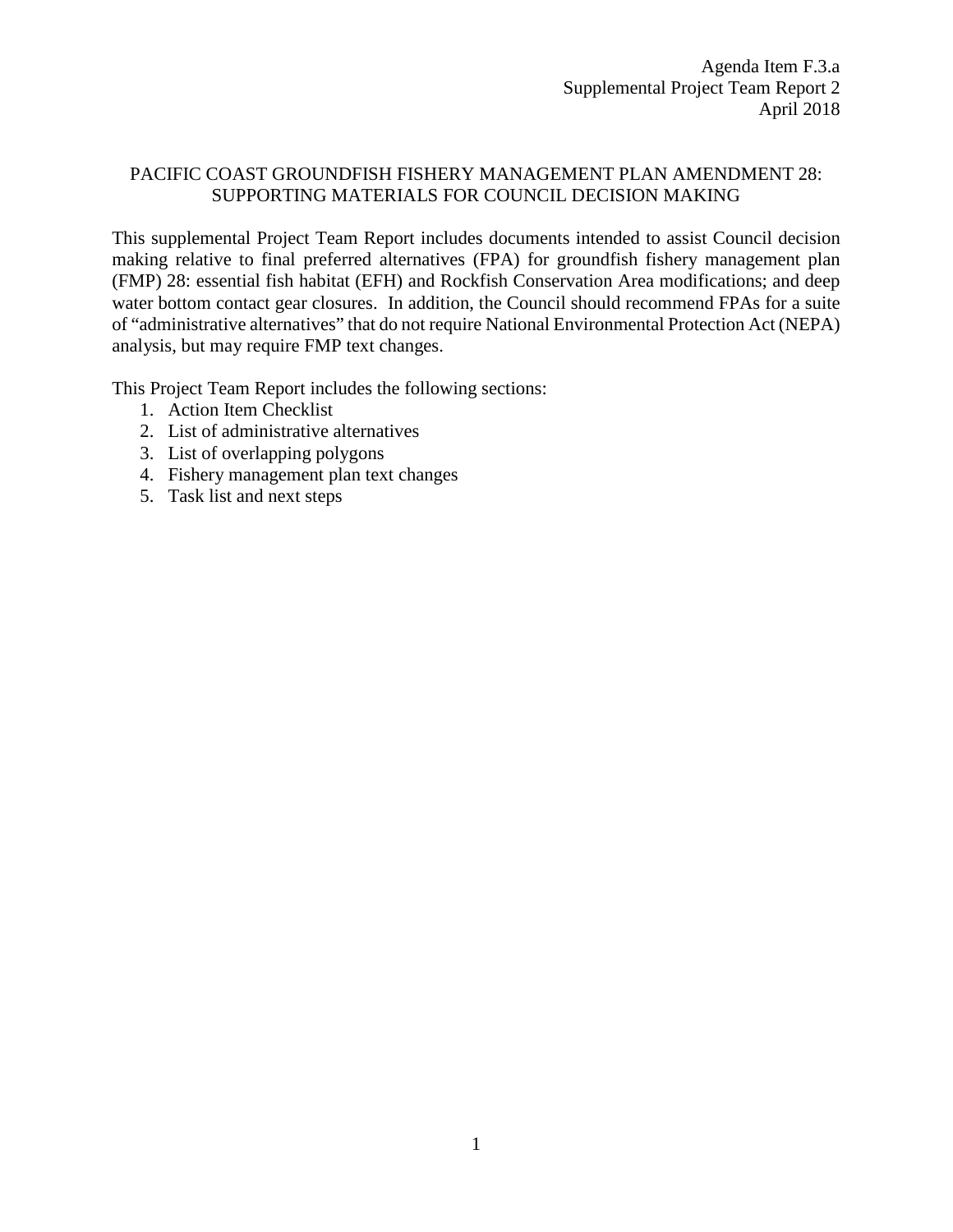Agenda Item F.3.a
Supplemental Project Team Report 2
April 2018

# PACIFIC COAST GROUNDFISH FISHERY MANAGEMENT PLAN AMENDMENT 28: SUPPORTING MATERIALS FOR COUNCIL DECISION MAKING

This supplemental Project Team Report includes documents intended to assist Council decision making relative to final preferred alternatives (FPA) for groundfish fishery management plan (FMP) 28: essential fish habitat (EFH) and Rockfish Conservation Area modifications; and deep water bottom contact gear closures. In addition, the Council should recommend FPAs for a suite of "administrative alternatives" that do not require National Environmental Protection Act (NEPA) analysis, but may require FMP text changes.

This Project Team Report includes the following sections:

1. Action Item Checklist
2. List of administrative alternatives
3. List of overlapping polygons
4. Fishery management plan text changes
5. Task list and next steps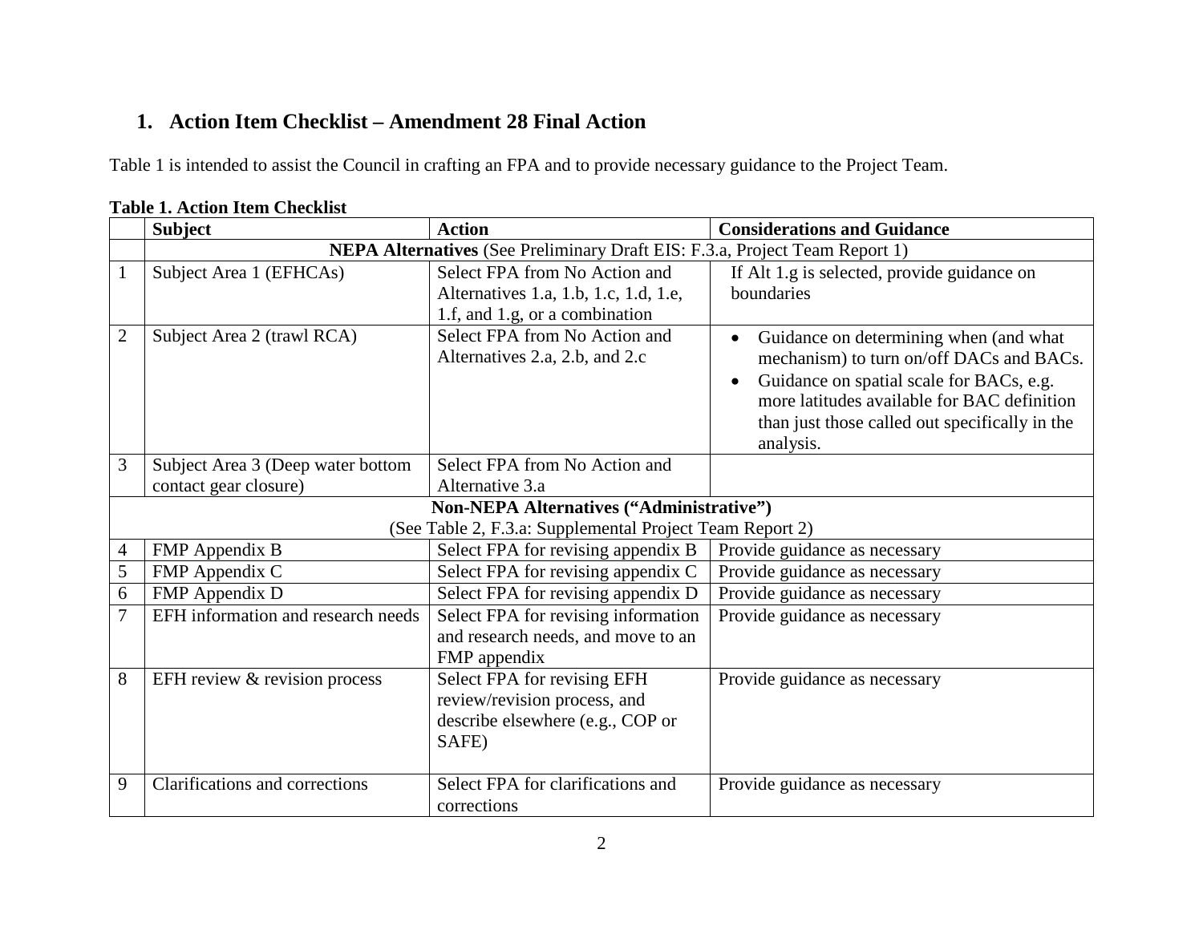## 1. Action Item Checklist – Amendment 28 Final Action

Table 1 is intended to assist the Council in crafting an FPA and to provide necessary guidance to the Project Team.

**Table 1. Action Item Checklist**

| | Subject | Action | Considerations and Guidance |
|---|---|---|---|
| | **NEPA Alternatives** (See Preliminary Draft EIS: F.3.a, Project Team Report 1) | | |
| 1 | Subject Area 1 (EFHCAs) | Select FPA from No Action and Alternatives 1.a, 1.b, 1.c, 1.d, 1.e, 1.f, and 1.g, or a combination | If Alt 1.g is selected, provide guidance on boundaries |
| 2 | Subject Area 2 (trawl RCA) | Select FPA from No Action and Alternatives 2.a, 2.b, and 2.c | • Guidance on determining when (and what mechanism) to turn on/off DACs and BACs.<br>• Guidance on spatial scale for BACs, e.g. more latitudes available for BAC definition than just those called out specifically in the analysis. |
| 3 | Subject Area 3 (Deep water bottom contact gear closure) | Select FPA from No Action and Alternative 3.a | |
| | **Non-NEPA Alternatives ("Administrative")** (See Table 2, F.3.a: Supplemental Project Team Report 2) | | |
| 4 | FMP Appendix B | Select FPA for revising appendix B | Provide guidance as necessary |
| 5 | FMP Appendix C | Select FPA for revising appendix C | Provide guidance as necessary |
| 6 | FMP Appendix D | Select FPA for revising appendix D | Provide guidance as necessary |
| 7 | EFH information and research needs | Select FPA for revising information and research needs, and move to an FMP appendix | Provide guidance as necessary |
| 8 | EFH review & revision process | Select FPA for revising EFH review/revision process, and describe elsewhere (e.g., COP or SAFE) | Provide guidance as necessary |
| 9 | Clarifications and corrections | Select FPA for clarifications and corrections | Provide guidance as necessary |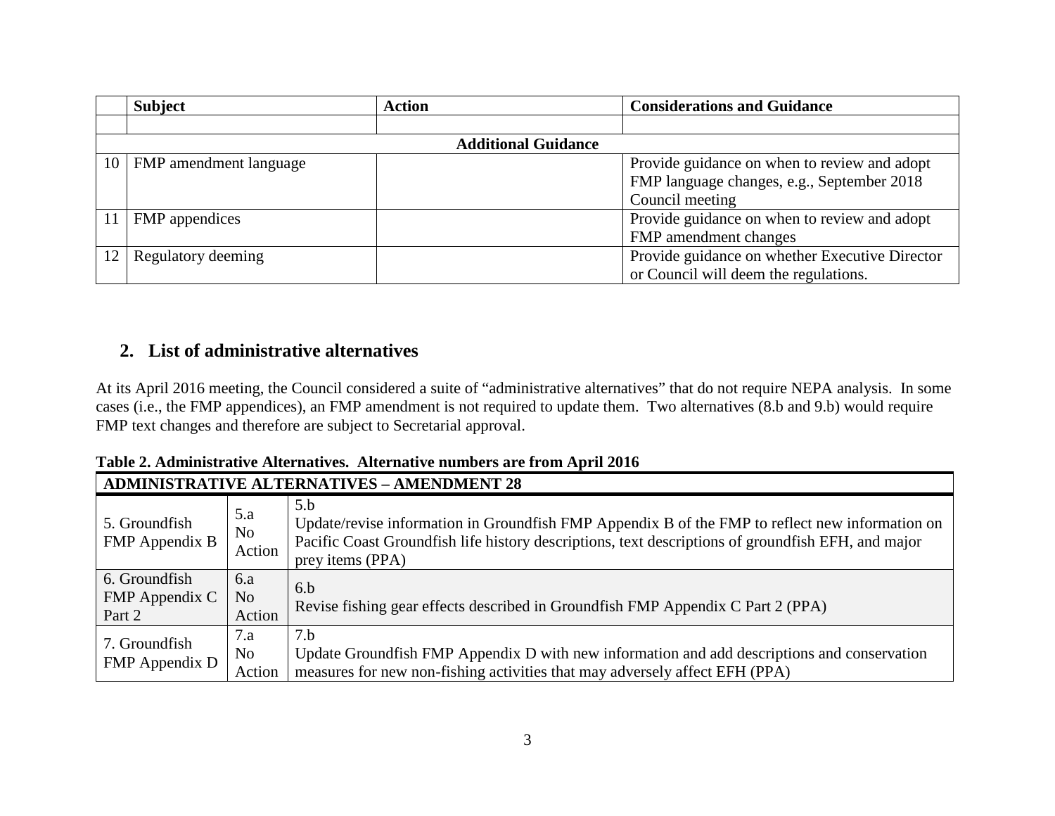| | Subject | Action | Considerations and Guidance |
|---|---|---|---|
| | | | |
| **Additional Guidance** | | | |
| 10 | FMP amendment language | | Provide guidance on when to review and adopt FMP language changes, e.g., September 2018 Council meeting |
| 11 | FMP appendices | | Provide guidance on when to review and adopt FMP amendment changes |
| 12 | Regulatory deeming | | Provide guidance on whether Executive Director or Council will deem the regulations. |

## 2. List of administrative alternatives

At its April 2016 meeting, the Council considered a suite of "administrative alternatives" that do not require NEPA analysis. In some cases (i.e., the FMP appendices), an FMP amendment is not required to update them. Two alternatives (8.b and 9.b) would require FMP text changes and therefore are subject to Secretarial approval.

**Table 2. Administrative Alternatives. Alternative numbers are from April 2016**

| ADMINISTRATIVE ALTERNATIVES – AMENDMENT 28 | | |
|---|---|---|
| 5. Groundfish FMP Appendix B | 5.a No Action | 5.b Update/revise information in Groundfish FMP Appendix B of the FMP to reflect new information on Pacific Coast Groundfish life history descriptions, text descriptions of groundfish EFH, and major prey items (PPA) |
| 6. Groundfish FMP Appendix C Part 2 | 6.a No Action | 6.b Revise fishing gear effects described in Groundfish FMP Appendix C Part 2 (PPA) |
| 7. Groundfish FMP Appendix D | 7.a No Action | 7.b Update Groundfish FMP Appendix D with new information and add descriptions and conservation measures for new non-fishing activities that may adversely affect EFH (PPA) |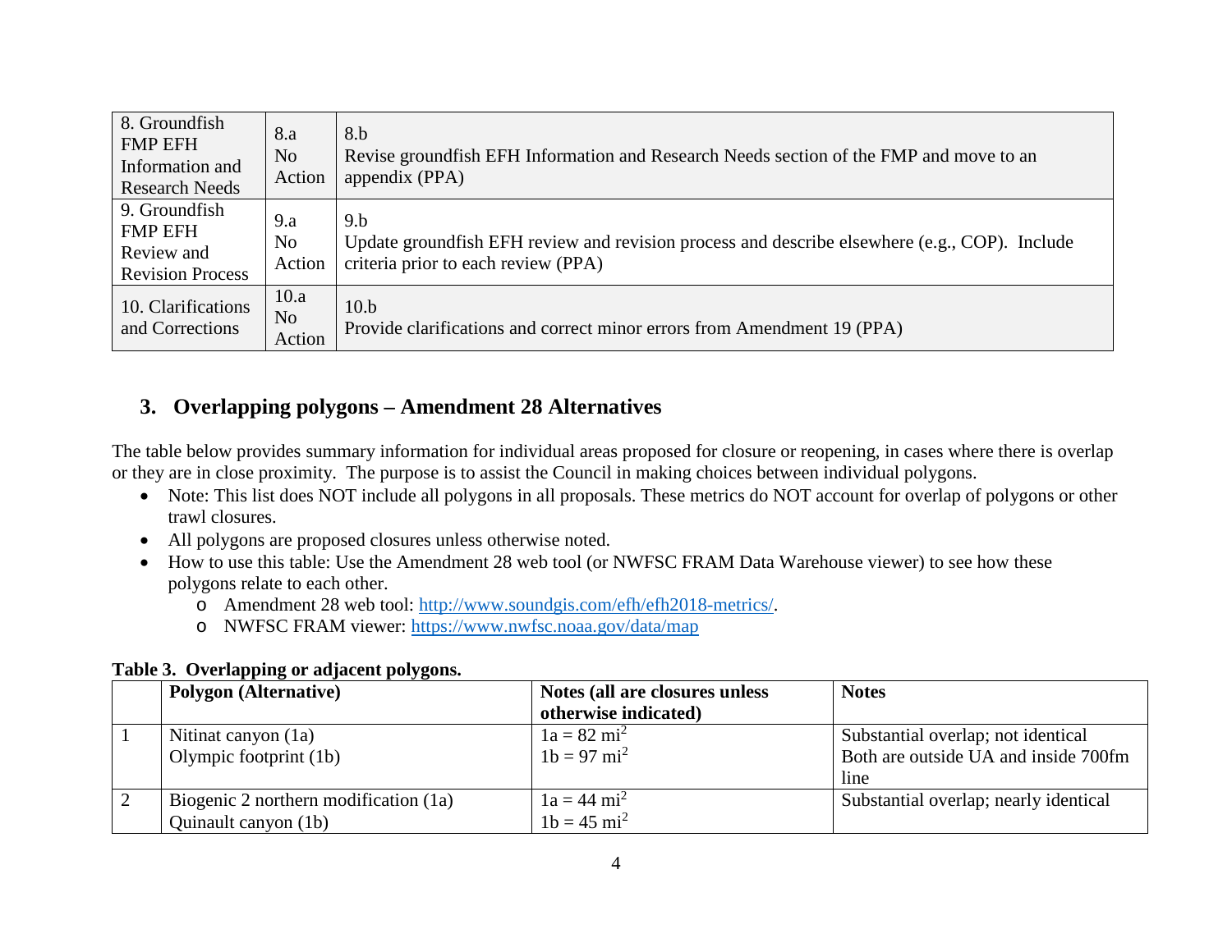| 8. Groundfish FMP EFH Information and Research Needs | 8.a No Action | 8.b Revise groundfish EFH Information and Research Needs section of the FMP and move to an appendix (PPA) |
|---|---|---|
| 9. Groundfish FMP EFH Review and Revision Process | 9.a No Action | 9.b Update groundfish EFH review and revision process and describe elsewhere (e.g., COP). Include criteria prior to each review (PPA) |
| 10. Clarifications and Corrections | 10.a No Action | 10.b Provide clarifications and correct minor errors from Amendment 19 (PPA) |

## 3. Overlapping polygons – Amendment 28 Alternatives

The table below provides summary information for individual areas proposed for closure or reopening, in cases where there is overlap or they are in close proximity. The purpose is to assist the Council in making choices between individual polygons.

- Note: This list does NOT include all polygons in all proposals. These metrics do NOT account for overlap of polygons or other trawl closures.
- All polygons are proposed closures unless otherwise noted.
- How to use this table: Use the Amendment 28 web tool (or NWFSC FRAM Data Warehouse viewer) to see how these polygons relate to each other.
  - Amendment 28 web tool: http://www.soundgis.com/efh/efh2018-metrics/.
  - NWFSC FRAM viewer: https://www.nwfsc.noaa.gov/data/map

**Table 3. Overlapping or adjacent polygons.**

| | Polygon (Alternative) | Notes (all are closures unless otherwise indicated) | Notes |
|---|---|---|---|
| 1 | Nitinat canyon (1a)<br>Olympic footprint (1b) | 1a = 82 $mi^2$<br>1b = 97 $mi^2$ | Substantial overlap; not identical<br>Both are outside UA and inside 700fm line |
| 2 | Biogenic 2 northern modification (1a)<br>Quinault canyon (1b) | 1a = 44 $mi^2$<br>1b = 45 $mi^2$ | Substantial overlap; nearly identical |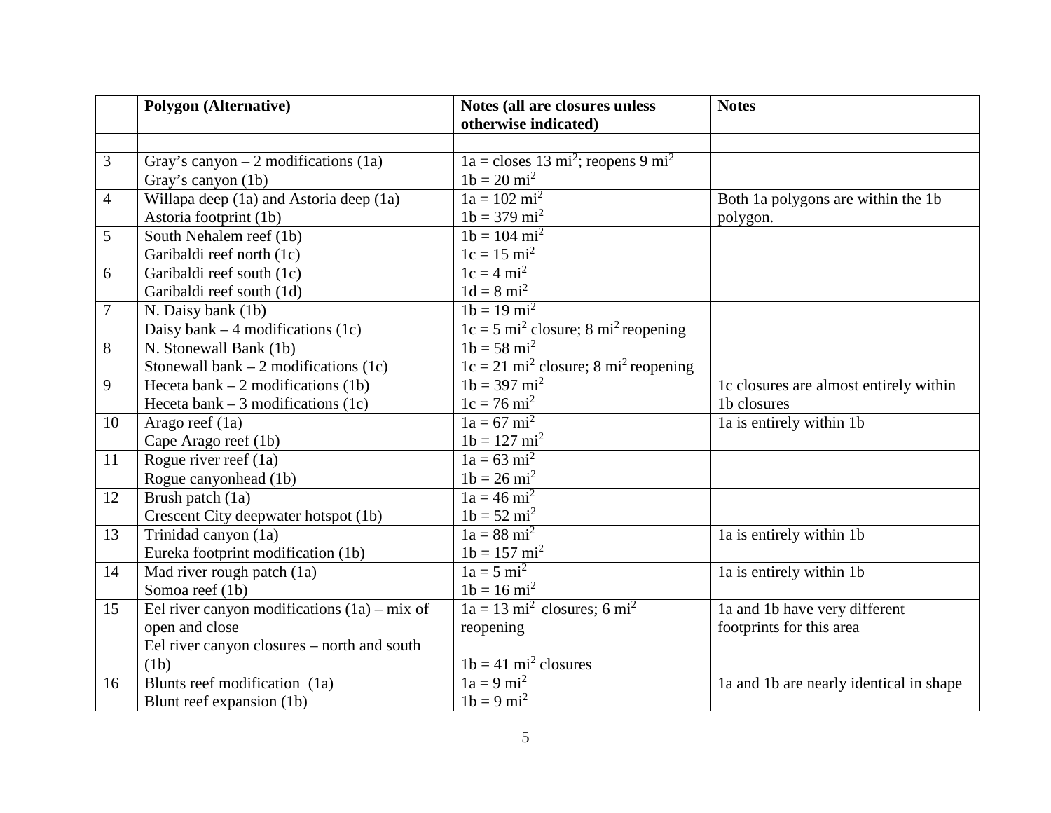| | Polygon (Alternative) | Notes (all are closures unless otherwise indicated) | Notes |
|---|---|---|---|
| | | | |
| 3 | Gray's canyon – 2 modifications (1a)<br>Gray's canyon (1b) | 1a = closes 13 $mi^2$; reopens 9 $mi^2$<br>1b = 20 $mi^2$ | |
| 4 | Willapa deep (1a) and Astoria deep (1a)<br>Astoria footprint (1b) | 1a = 102 $mi^2$<br>1b = 379 $mi^2$ | Both 1a polygons are within the 1b polygon. |
| 5 | South Nehalem reef (1b)<br>Garibaldi reef north (1c) | 1b = 104 $mi^2$<br>1c = 15 $mi^2$ | |
| 6 | Garibaldi reef south (1c)<br>Garibaldi reef south (1d) | 1c = 4 $mi^2$<br>1d = 8 $mi^2$ | |
| 7 | N. Daisy bank (1b)<br>Daisy bank – 4 modifications (1c) | 1b = 19 $mi^2$<br>1c = 5 $mi^2$ closure; 8 $mi^2$ reopening | |
| 8 | N. Stonewall Bank (1b)<br>Stonewall bank – 2 modifications (1c) | 1b = 58 $mi^2$<br>1c = 21 $mi^2$ closure; 8 $mi^2$ reopening | |
| 9 | Heceta bank – 2 modifications (1b)<br>Heceta bank – 3 modifications (1c) | 1b = 397 $mi^2$<br>1c = 76 $mi^2$ | 1c closures are almost entirely within 1b closures |
| 10 | Arago reef (1a)<br>Cape Arago reef (1b) | 1a = 67 $mi^2$<br>1b = 127 $mi^2$ | 1a is entirely within 1b |
| 11 | Rogue river reef (1a)<br>Rogue canyonhead (1b) | 1a = 63 $mi^2$<br>1b = 26 $mi^2$ | |
| 12 | Brush patch (1a)<br>Crescent City deepwater hotspot (1b) | 1a = 46 $mi^2$<br>1b = 52 $mi^2$ | |
| 13 | Trinidad canyon (1a)<br>Eureka footprint modification (1b) | 1a = 88 $mi^2$<br>1b = 157 $mi^2$ | 1a is entirely within 1b |
| 14 | Mad river rough patch (1a)<br>Somoa reef (1b) | 1a = 5 $mi^2$<br>1b = 16 $mi^2$ | 1a is entirely within 1b |
| 15 | Eel river canyon modifications (1a) – mix of open and close<br>Eel river canyon closures – north and south (1b) | 1a = 13 $mi^2$ closures; 6 $mi^2$ reopening<br><br>1b = 41 $mi^2$ closures | 1a and 1b have very different footprints for this area |
| 16 | Blunts reef modification (1a)<br>Blunt reef expansion (1b) | 1a = 9 $mi^2$<br>1b = 9 $mi^2$ | 1a and 1b are nearly identical in shape |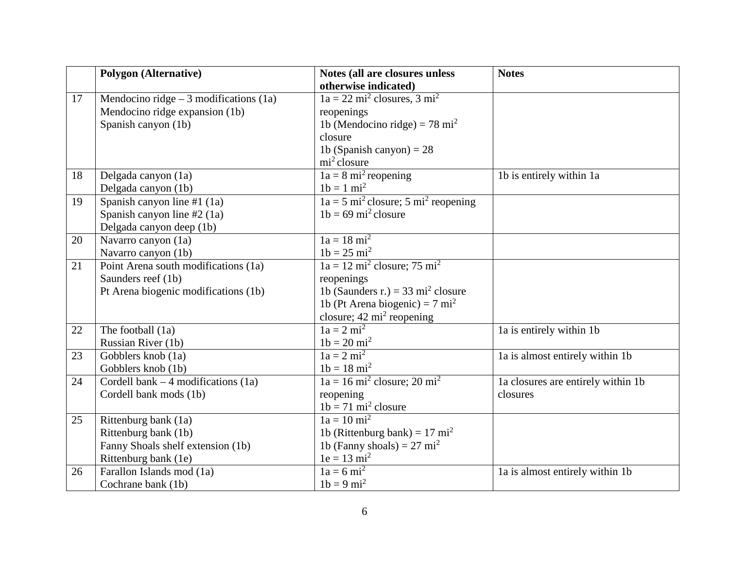|  | Polygon (Alternative) | Notes (all are closures unless otherwise indicated) | Notes |
|---|---|---|---|
| 17 | Mendocino ridge – 3 modifications (1a)<br>Mendocino ridge expansion (1b)<br>Spanish canyon (1b) | 1a = 22 $mi^2$ closures, 3 $mi^2$ reopenings<br>1b (Mendocino ridge) = 78 $mi^2$ closure<br>1b (Spanish canyon) = 28 $mi^2$ closure |  |
| 18 | Delgada canyon (1a)<br>Delgada canyon (1b) | 1a = 8 $mi^2$ reopening<br>1b = 1 $mi^2$ | 1b is entirely within 1a |
| 19 | Spanish canyon line #1 (1a)<br>Spanish canyon line #2 (1a)<br>Delgada canyon deep (1b) | 1a = 5 $mi^2$ closure; 5 $mi^2$ reopening<br>1b = 69 $mi^2$ closure |  |
| 20 | Navarro canyon (1a)<br>Navarro canyon (1b) | 1a = 18 $mi^2$<br>1b = 25 $mi^2$ |  |
| 21 | Point Arena south modifications (1a)<br>Saunders reef (1b)<br>Pt Arena biogenic modifications (1b) | 1a = 12 $mi^2$ closure; 75 $mi^2$ reopenings<br>1b (Saunders r.) = 33 $mi^2$ closure<br>1b (Pt Arena biogenic) = 7 $mi^2$ closure; 42 $mi^2$ reopening |  |
| 22 | The football (1a)<br>Russian River (1b) | 1a = 2 $mi^2$<br>1b = 20 $mi^2$ | 1a is entirely within 1b |
| 23 | Gobblers knob (1a)<br>Gobblers knob (1b) | 1a = 2 $mi^2$<br>1b = 18 $mi^2$ | 1a is almost entirely within 1b |
| 24 | Cordell bank – 4 modifications (1a)<br>Cordell bank mods (1b) | 1a = 16 $mi^2$ closure; 20 $mi^2$ reopening<br>1b = 71 $mi^2$ closure | 1a closures are entirely within 1b closures |
| 25 | Rittenburg bank (1a)<br>Rittenburg bank (1b)<br>Fanny Shoals shelf extension (1b)<br>Rittenburg bank (1e) | 1a = 10 $mi^2$<br>1b (Rittenburg bank) = 17 $mi^2$<br>1b (Fanny shoals) = 27 $mi^2$<br>1e = 13 $mi^2$ |  |
| 26 | Farallon Islands mod (1a)<br>Cochrane bank (1b) | 1a = 6 $mi^2$<br>1b = 9 $mi^2$ | 1a is almost entirely within 1b |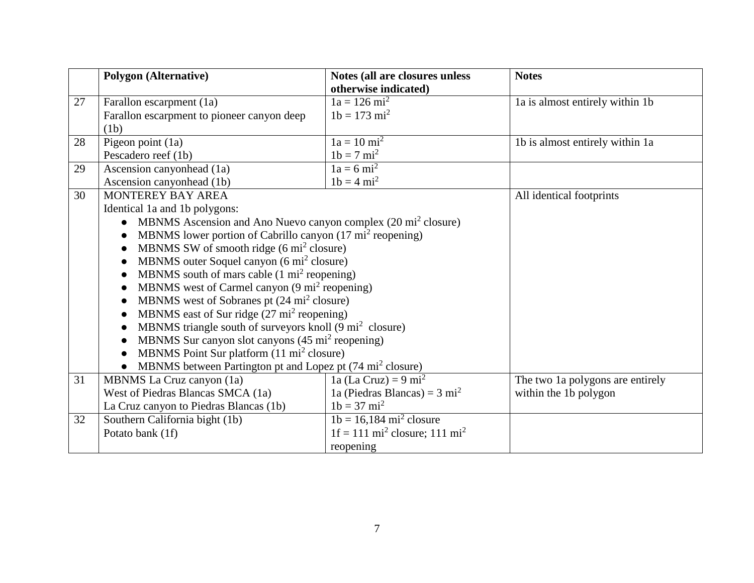|  | Polygon (Alternative) | Notes (all are closures unless otherwise indicated) | Notes |
|---|---|---|---|
| 27 | Farallon escarpment (1a)<br>Farallon escarpment to pioneer canyon deep (1b) | 1a = 126 $mi^2$<br>1b = 173 $mi^2$ | 1a is almost entirely within 1b |
| 28 | Pigeon point (1a)<br>Pescadero reef (1b) | 1a = 10 $mi^2$<br>1b = 7 $mi^2$ | 1b is almost entirely within 1a |
| 29 | Ascension canyonhead (1a)<br>Ascension canyonhead (1b) | 1a = 6 $mi^2$<br>1b = 4 $mi^2$ |  |
| 30 | MONTEREY BAY AREA<br>Identical 1a and 1b polygons:<br>• MBNMS Ascension and Ano Nuevo canyon complex (20 $mi^2$ closure)<br>• MBNMS lower portion of Cabrillo canyon (17 $mi^2$ reopening)<br>• MBNMS SW of smooth ridge (6 $mi^2$ closure)<br>• MBNMS outer Soquel canyon (6 $mi^2$ closure)<br>• MBNMS south of mars cable (1 $mi^2$ reopening)<br>• MBNMS west of Carmel canyon (9 $mi^2$ reopening)<br>• MBNMS west of Sobranes pt (24 $mi^2$ closure)<br>• MBNMS east of Sur ridge (27 $mi^2$ reopening)<br>• MBNMS triangle south of surveyors knoll (9 $mi^2$ closure)<br>• MBNMS Sur canyon slot canyons (45 $mi^2$ reopening)<br>• MBNMS Point Sur platform (11 $mi^2$ closure)<br>• MBNMS between Partington pt and Lopez pt (74 $mi^2$ closure) |  | All identical footprints |
| 31 | MBNMS La Cruz canyon (1a)<br>West of Piedras Blancas SMCA (1a)<br>La Cruz canyon to Piedras Blancas (1b) | 1a (La Cruz) = 9 $mi^2$<br>1a (Piedras Blancas) = 3 $mi^2$<br>1b = 37 $mi^2$ | The two 1a polygons are entirely within the 1b polygon |
| 32 | Southern California bight (1b)<br>Potato bank (1f) | 1b = 16,184 $mi^2$ closure<br>1f = 111 $mi^2$ closure; 111 $mi^2$ reopening |  |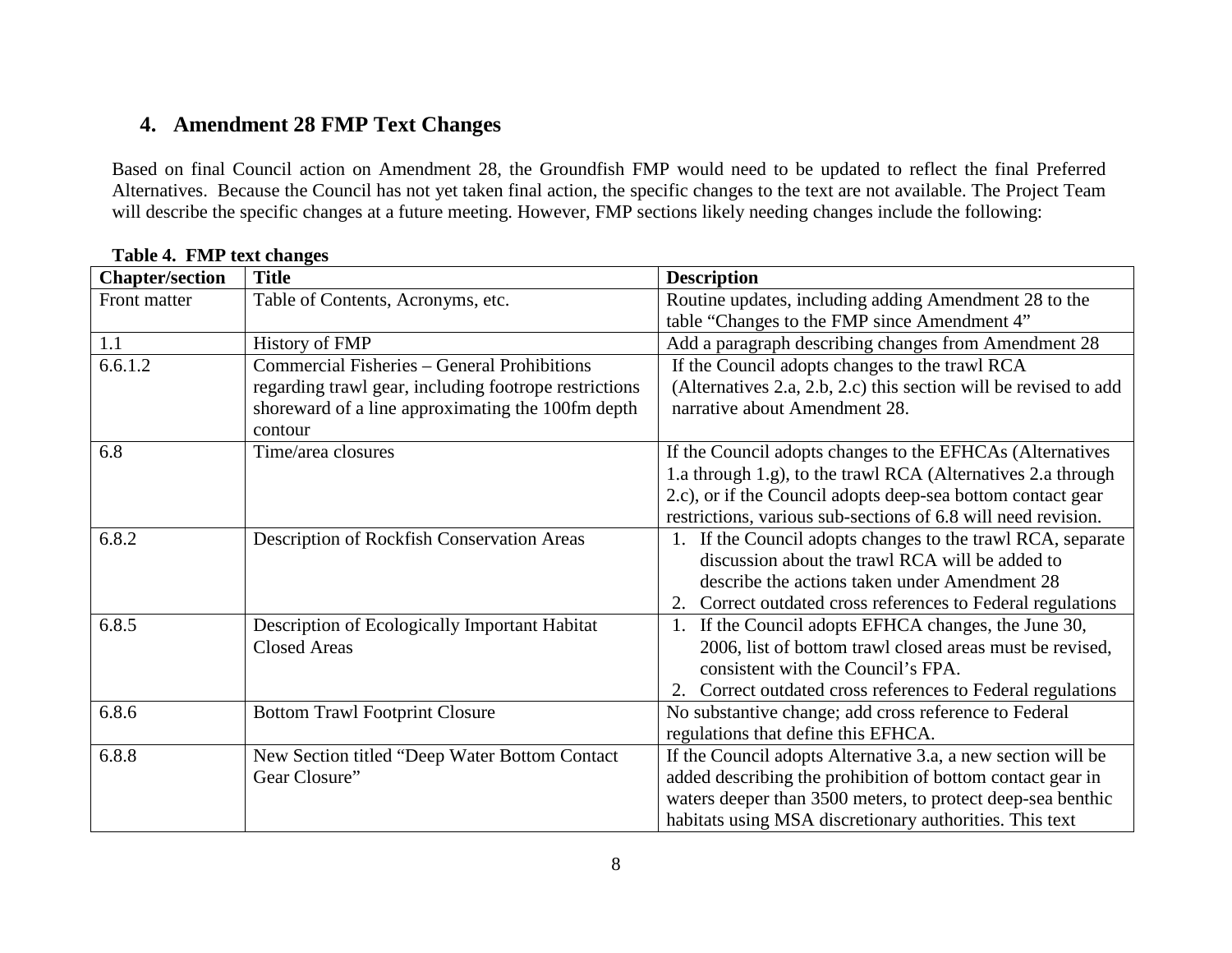## 4. Amendment 28 FMP Text Changes

Based on final Council action on Amendment 28, the Groundfish FMP would need to be updated to reflect the final Preferred Alternatives. Because the Council has not yet taken final action, the specific changes to the text are not available. The Project Team will describe the specific changes at a future meeting. However, FMP sections likely needing changes include the following:

**Table 4. FMP text changes**

| Chapter/section | Title | Description |
|---|---|---|
| Front matter | Table of Contents, Acronyms, etc. | Routine updates, including adding Amendment 28 to the table "Changes to the FMP since Amendment 4" |
| 1.1 | History of FMP | Add a paragraph describing changes from Amendment 28 |
| 6.6.1.2 | Commercial Fisheries – General Prohibitions regarding trawl gear, including footrope restrictions shoreward of a line approximating the 100fm depth contour | If the Council adopts changes to the trawl RCA (Alternatives 2.a, 2.b, 2.c) this section will be revised to add narrative about Amendment 28. |
| 6.8 | Time/area closures | If the Council adopts changes to the EFHCAs (Alternatives 1.a through 1.g), to the trawl RCA (Alternatives 2.a through 2.c), or if the Council adopts deep-sea bottom contact gear restrictions, various sub-sections of 6.8 will need revision. |
| 6.8.2 | Description of Rockfish Conservation Areas | 1. If the Council adopts changes to the trawl RCA, separate discussion about the trawl RCA will be added to describe the actions taken under Amendment 28<br>2. Correct outdated cross references to Federal regulations |
| 6.8.5 | Description of Ecologically Important Habitat Closed Areas | 1. If the Council adopts EFHCA changes, the June 30, 2006, list of bottom trawl closed areas must be revised, consistent with the Council's FPA.<br>2. Correct outdated cross references to Federal regulations |
| 6.8.6 | Bottom Trawl Footprint Closure | No substantive change; add cross reference to Federal regulations that define this EFHCA. |
| 6.8.8 | New Section titled "Deep Water Bottom Contact Gear Closure" | If the Council adopts Alternative 3.a, a new section will be added describing the prohibition of bottom contact gear in waters deeper than 3500 meters, to protect deep-sea benthic habitats using MSA discretionary authorities. This text |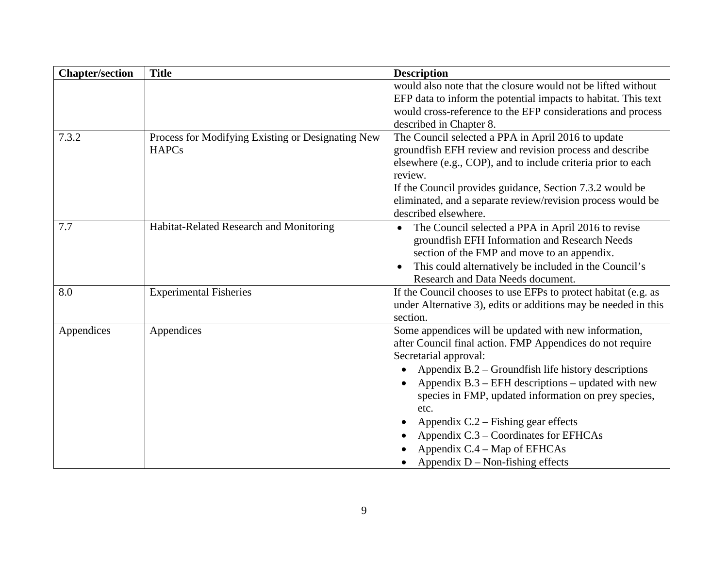| Chapter/section | Title | Description |
|---|---|---|
| | | would also note that the closure would not be lifted without EFP data to inform the potential impacts to habitat. This text would cross-reference to the EFP considerations and process described in Chapter 8. |
| 7.3.2 | Process for Modifying Existing or Designating New HAPCs | The Council selected a PPA in April 2016 to update groundfish EFH review and revision process and describe elsewhere (e.g., COP), and to include criteria prior to each review.<br>If the Council provides guidance, Section 7.3.2 would be eliminated, and a separate review/revision process would be described elsewhere. |
| 7.7 | Habitat-Related Research and Monitoring | • The Council selected a PPA in April 2016 to revise groundfish EFH Information and Research Needs section of the FMP and move to an appendix.<br>• This could alternatively be included in the Council's Research and Data Needs document. |
| 8.0 | Experimental Fisheries | If the Council chooses to use EFPs to protect habitat (e.g. as under Alternative 3), edits or additions may be needed in this section. |
| Appendices | Appendices | Some appendices will be updated with new information, after Council final action. FMP Appendices do not require Secretarial approval:<br>• Appendix B.2 – Groundfish life history descriptions<br>• Appendix B.3 – EFH descriptions – updated with new species in FMP, updated information on prey species, etc.<br>• Appendix C.2 – Fishing gear effects<br>• Appendix C.3 – Coordinates for EFHCAs<br>• Appendix C.4 – Map of EFHCAs<br>• Appendix D – Non-fishing effects |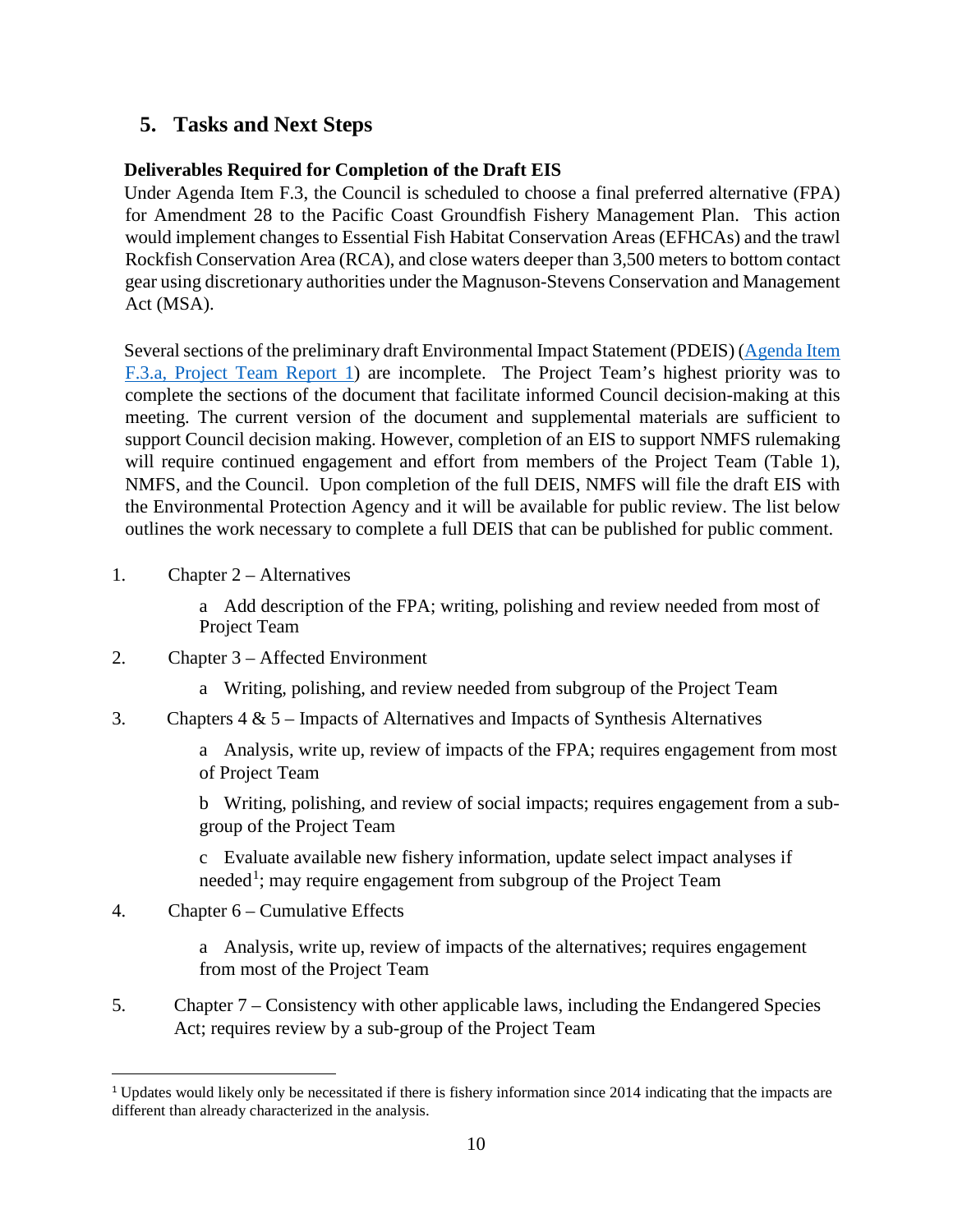## 5. Tasks and Next Steps

### Deliverables Required for Completion of the Draft EIS

Under Agenda Item F.3, the Council is scheduled to choose a final preferred alternative (FPA) for Amendment 28 to the Pacific Coast Groundfish Fishery Management Plan. This action would implement changes to Essential Fish Habitat Conservation Areas (EFHCAs) and the trawl Rockfish Conservation Area (RCA), and close waters deeper than 3,500 meters to bottom contact gear using discretionary authorities under the Magnuson-Stevens Conservation and Management Act (MSA).

Several sections of the preliminary draft Environmental Impact Statement (PDEIS) (Agenda Item F.3.a, Project Team Report 1) are incomplete. The Project Team's highest priority was to complete the sections of the document that facilitate informed Council decision-making at this meeting. The current version of the document and supplemental materials are sufficient to support Council decision making. However, completion of an EIS to support NMFS rulemaking will require continued engagement and effort from members of the Project Team (Table 1), NMFS, and the Council. Upon completion of the full DEIS, NMFS will file the draft EIS with the Environmental Protection Agency and it will be available for public review. The list below outlines the work necessary to complete a full DEIS that can be published for public comment.

1. Chapter 2 – Alternatives
   - a Add description of the FPA; writing, polishing and review needed from most of Project Team
2. Chapter 3 – Affected Environment
   - a Writing, polishing, and review needed from subgroup of the Project Team
3. Chapters 4 & 5 – Impacts of Alternatives and Impacts of Synthesis Alternatives
   - a Analysis, write up, review of impacts of the FPA; requires engagement from most of Project Team
   - b Writing, polishing, and review of social impacts; requires engagement from a sub-group of the Project Team
   - c Evaluate available new fishery information, update select impact analyses if needed[1]; may require engagement from subgroup of the Project Team
4. Chapter 6 – Cumulative Effects
   - a Analysis, write up, review of impacts of the alternatives; requires engagement from most of the Project Team
5. Chapter 7 – Consistency with other applicable laws, including the Endangered Species Act; requires review by a sub-group of the Project Team

---

[1] Updates would likely only be necessitated if there is fishery information since 2014 indicating that the impacts are different than already characterized in the analysis.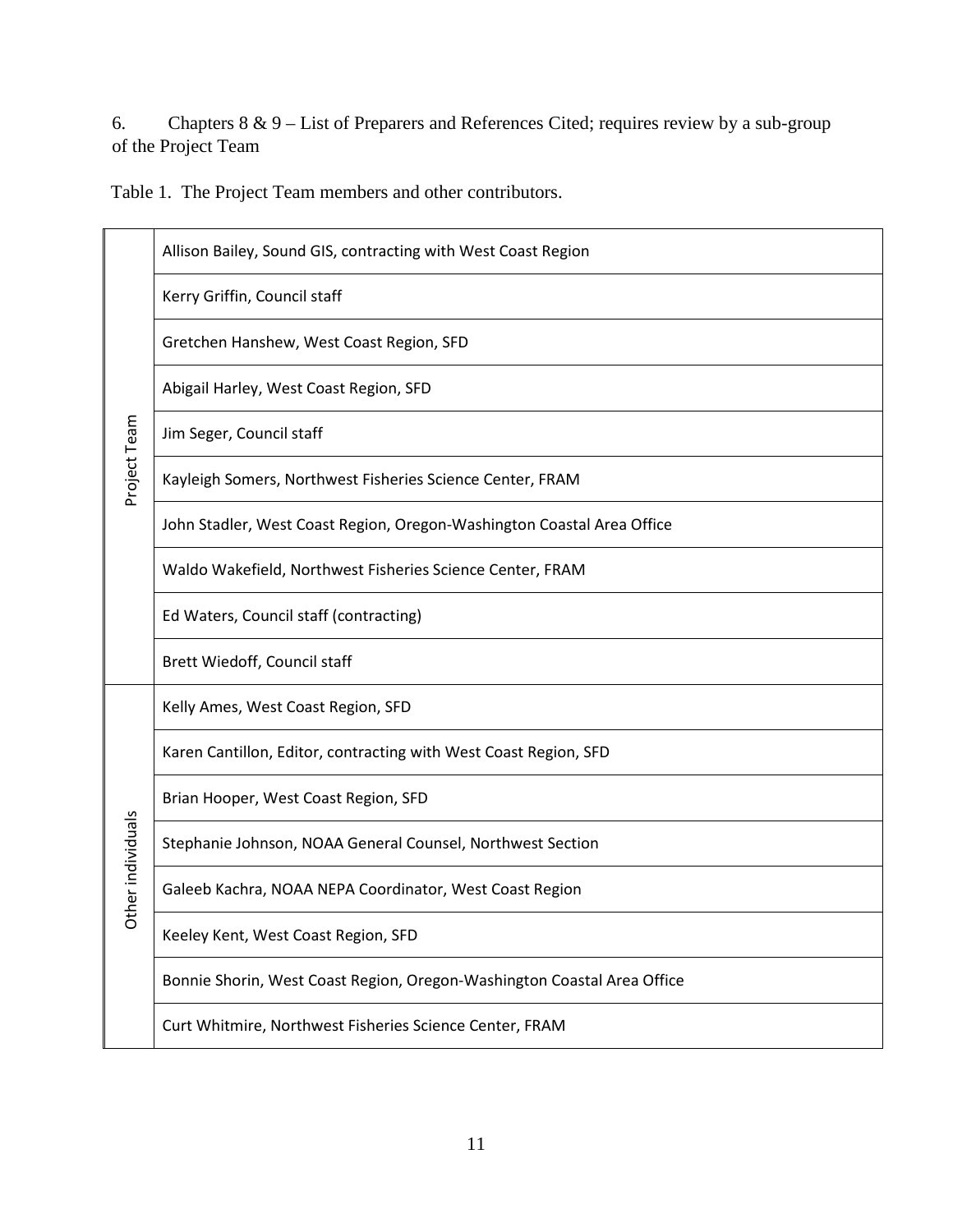6. Chapters 8 & 9 – List of Preparers and References Cited; requires review by a sub-group of the Project Team

Table 1. The Project Team members and other contributors.

| | |
|---|---|
| Project Team | Allison Bailey, Sound GIS, contracting with West Coast Region |
| | Kerry Griffin, Council staff |
| | Gretchen Hanshew, West Coast Region, SFD |
| | Abigail Harley, West Coast Region, SFD |
| | Jim Seger, Council staff |
| | Kayleigh Somers, Northwest Fisheries Science Center, FRAM |
| | John Stadler, West Coast Region, Oregon-Washington Coastal Area Office |
| | Waldo Wakefield, Northwest Fisheries Science Center, FRAM |
| | Ed Waters, Council staff (contracting) |
| | Brett Wiedoff, Council staff |
| Other individuals | Kelly Ames, West Coast Region, SFD |
| | Karen Cantillon, Editor, contracting with West Coast Region, SFD |
| | Brian Hooper, West Coast Region, SFD |
| | Stephanie Johnson, NOAA General Counsel, Northwest Section |
| | Galeeb Kachra, NOAA NEPA Coordinator, West Coast Region |
| | Keeley Kent, West Coast Region, SFD |
| | Bonnie Shorin, West Coast Region, Oregon-Washington Coastal Area Office |
| | Curt Whitmire, Northwest Fisheries Science Center, FRAM |